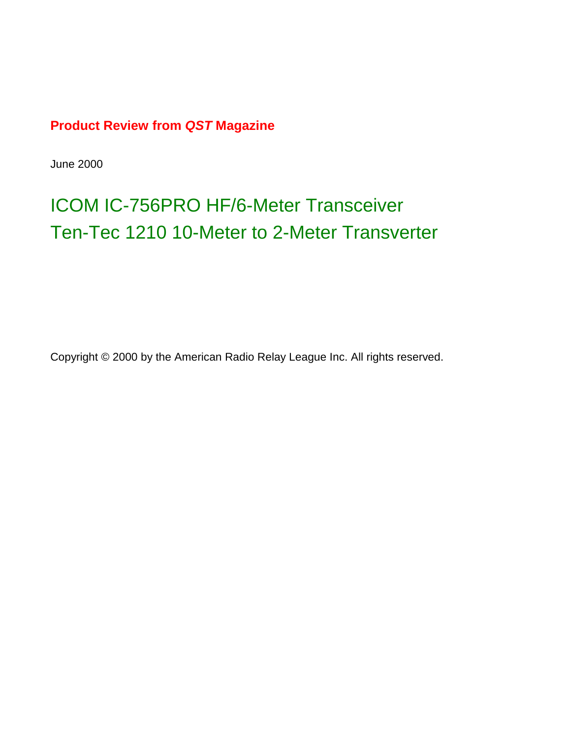**Product Review from *QST* Magazine**

June 2000

# ICOM IC-756PRO HF/6-Meter Transceiver
# Ten-Tec 1210 10-Meter to 2-Meter Transverter

Copyright © 2000 by the American Radio Relay League Inc. All rights reserved.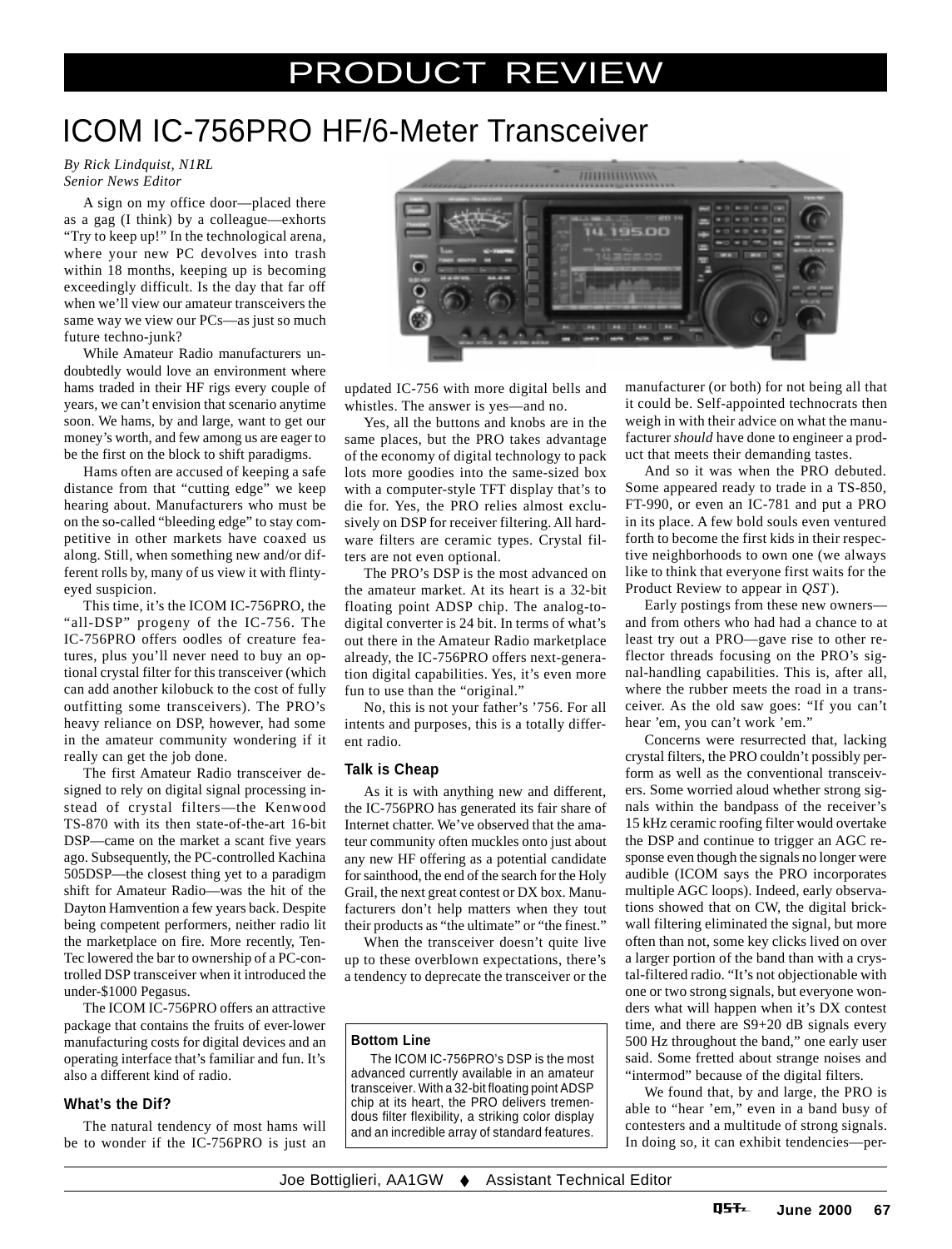# PRODUCT REVIEW

# ICOM IC-756PRO HF/6-Meter Transceiver

*By Rick Lindquist, N1RL*
*Senior News Editor*

A sign on my office door—placed there as a gag (I think) by a colleague—exhorts "Try to keep up!" In the technological arena, where your new PC devolves into trash within 18 months, keeping up is becoming exceedingly difficult. Is the day that far off when we'll view our amateur transceivers the same way we view our PCs—as just so much future techno-junk?

While Amateur Radio manufacturers undoubtedly would love an environment where hams traded in their HF rigs every couple of years, we can't envision that scenario anytime soon. We hams, by and large, want to get our money's worth, and few among us are eager to be the first on the block to shift paradigms.

Hams often are accused of keeping a safe distance from that "cutting edge" we keep hearing about. Manufacturers who must be on the so-called "bleeding edge" to stay competitive in other markets have coaxed us along. Still, when something new and/or different rolls by, many of us view it with flinty-eyed suspicion.

This time, it's the ICOM IC-756PRO, the "all-DSP" progeny of the IC-756. The IC-756PRO offers oodles of creature features, plus you'll never need to buy an optional crystal filter for this transceiver (which can add another kilobuck to the cost of fully outfitting some transceivers). The PRO's heavy reliance on DSP, however, had some in the amateur community wondering if it really can get the job done.

The first Amateur Radio transceiver designed to rely on digital signal processing instead of crystal filters—the Kenwood TS-870 with its then state-of-the-art 16-bit DSP—came on the market a scant five years ago. Subsequently, the PC-controlled Kachina 505DSP—the closest thing yet to a paradigm shift for Amateur Radio—was the hit of the Dayton Hamvention a few years back. Despite being competent performers, neither radio lit the marketplace on fire. More recently, Ten-Tec lowered the bar to ownership of a PC-controlled DSP transceiver when it introduced the under-$1000 Pegasus.

The ICOM IC-756PRO offers an attractive package that contains the fruits of ever-lower manufacturing costs for digital devices and an operating interface that's familiar and fun. It's also a different kind of radio.

### What's the Dif?

The natural tendency of most hams will be to wonder if the IC-756PRO is just an updated IC-756 with more digital bells and whistles. The answer is yes—and no.

Yes, all the buttons and knobs are in the same places, but the PRO takes advantage of the economy of digital technology to pack lots more goodies into the same-sized box with a computer-style TFT display that's to die for. Yes, the PRO relies almost exclusively on DSP for receiver filtering. All hardware filters are ceramic types. Crystal filters are not even optional.

The PRO's DSP is the most advanced on the amateur market. At its heart is a 32-bit floating point ADSP chip. The analog-to-digital converter is 24 bit. In terms of what's out there in the Amateur Radio marketplace already, the IC-756PRO offers next-generation digital capabilities. Yes, it's even more fun to use than the "original."

No, this is not your father's '756. For all intents and purposes, this is a totally different radio.

### Talk is Cheap

As it is with anything new and different, the IC-756PRO has generated its fair share of Internet chatter. We've observed that the amateur community often muckles onto just about any new HF offering as a potential candidate for sainthood, the end of the search for the Holy Grail, the next great contest or DX box. Manufacturers don't help matters when they tout their products as "the ultimate" or "the finest."

When the transceiver doesn't quite live up to these overblown expectations, there's a tendency to deprecate the transceiver or the manufacturer (or both) for not being all that it could be. Self-appointed technocrats then weigh in with their advice on what the manufacturer *should* have done to engineer a product that meets their demanding tastes.

And so it was when the PRO debuted. Some appeared ready to trade in a TS-850, FT-990, or even an IC-781 and put a PRO in its place. A few bold souls even ventured forth to become the first kids in their respective neighborhoods to own one (we always like to think that everyone first waits for the Product Review to appear in *QST*).

Early postings from these new owners—and from others who had had a chance to at least try out a PRO—gave rise to other reflector threads focusing on the PRO's signal-handling capabilities. This is, after all, where the rubber meets the road in a transceiver. As the old saw goes: "If you can't hear 'em, you can't work 'em."

Concerns were resurrected that, lacking crystal filters, the PRO couldn't possibly perform as well as the conventional transceivers. Some worried aloud whether strong signals within the bandpass of the receiver's 15 kHz ceramic roofing filter would overtake the DSP and continue to trigger an AGC response even though the signals no longer were audible (ICOM says the PRO incorporates multiple AGC loops). Indeed, early observations showed that on CW, the digital brick-wall filtering eliminated the signal, but more often than not, some key clicks lived on over a larger portion of the band than with a crystal-filtered radio. "It's not objectionable with one or two strong signals, but everyone wonders what will happen when it's DX contest time, and there are S9+20 dB signals every 500 Hz throughout the band," one early user said. Some fretted about strange noises and "intermod" because of the digital filters.

We found that, by and large, the PRO is able to "hear 'em," even in a band busy of contesters and a multitude of strong signals. In doing so, it can exhibit tendencies—per-

**Bottom Line**

The ICOM IC-756PRO's DSP is the most advanced currently available in an amateur transceiver. With a 32-bit floating point ADSP chip at its heart, the PRO delivers tremendous filter flexibility, a striking color display and an incredible array of standard features.

Joe Bottiglieri, AA1GW ♦ Assistant Technical Editor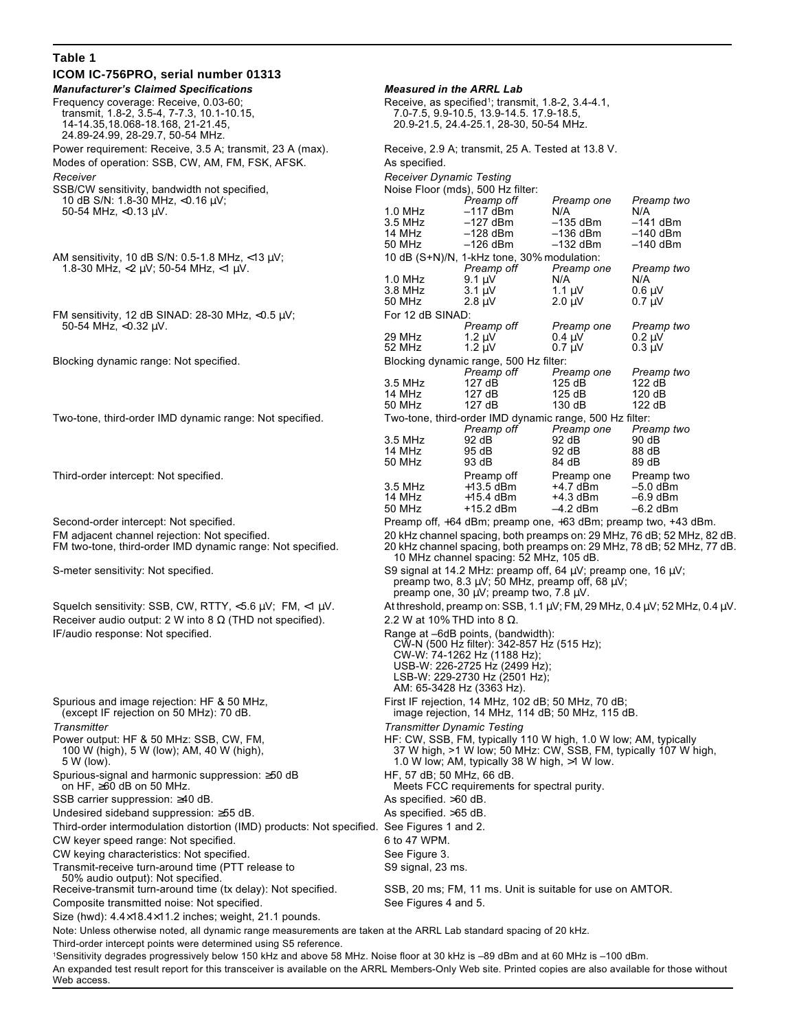**Table 1**

**ICOM IC-756PRO, serial number 01313**

| *Manufacturer's Claimed Specifications* | *Measured in the ARRL Lab* |
|---|---|
| Frequency coverage: Receive, 0.03-60; transmit, 1.8-2, 3.5-4, 7-7.3, 10.1-10.15, 14-14.35,18.068-18.168, 21-21.45, 24.89-24.99, 28-29.7, 50-54 MHz. | Receive, as specified[1]; transmit, 1.8-2, 3.4-4.1, 7.0-7.5, 9.9-10.5, 13.9-14.5. 17.9-18.5, 20.9-21.5, 24.4-25.1, 28-30, 50-54 MHz. |
| Power requirement: Receive, 3.5 A; transmit, 23 A (max). | Receive, 2.9 A; transmit, 25 A. Tested at 13.8 V. |
| Modes of operation: SSB, CW, AM, FM, FSK, AFSK. | As specified. |
| *Receiver* | *Receiver Dynamic Testing* |

**SSB/CW sensitivity**, bandwidth not specified, 10 dB S/N: 1.8-30 MHz, <0.16 µV; 50-54 MHz, <0.13 µV.

Noise Floor (mds), 500 Hz filter:

| | *Preamp off* | *Preamp one* | *Preamp two* |
|---|---|---|---|
| 1.0 MHz | –117 dBm | N/A | N/A |
| 3.5 MHz | –127 dBm | –135 dBm | –141 dBm |
| 14 MHz | –128 dBm | –136 dBm | –140 dBm |
| 50 MHz | –126 dBm | –132 dBm | –140 dBm |

**AM sensitivity**, 10 dB S/N: 0.5-1.8 MHz, <13 µV; 1.8-30 MHz, <2 µV; 50-54 MHz, <1 µV.

10 dB (S+N)/N, 1-kHz tone, 30% modulation:

| | *Preamp off* | *Preamp one* | *Preamp two* |
|---|---|---|---|
| 1.0 MHz | 9.1 µV | N/A | N/A |
| 3.8 MHz | 3.1 µV | 1.1 µV | 0.6 µV |
| 50 MHz | 2.8 µV | 2.0 µV | 0.7 µV |

**FM sensitivity**, 12 dB SINAD: 28-30 MHz, <0.5 µV; 50-54 MHz, <0.32 µV.

For 12 dB SINAD:

| | *Preamp off* | *Preamp one* | *Preamp two* |
|---|---|---|---|
| 29 MHz | 1.2 µV | 0.4 µV | 0.2 µV |
| 52 MHz | 1.2 µV | 0.7 µV | 0.3 µV |

**Blocking dynamic range**: Not specified.

Blocking dynamic range, 500 Hz filter:

| | *Preamp off* | *Preamp one* | *Preamp two* |
|---|---|---|---|
| 3.5 MHz | 127 dB | 125 dB | 122 dB |
| 14 MHz | 127 dB | 125 dB | 120 dB |
| 50 MHz | 127 dB | 130 dB | 122 dB |

**Two-tone, third-order IMD dynamic range**: Not specified.

Two-tone, third-order IMD dynamic range, 500 Hz filter:

| | *Preamp off* | *Preamp one* | *Preamp two* |
|---|---|---|---|
| 3.5 MHz | 92 dB | 92 dB | 90 dB |
| 14 MHz | 95 dB | 92 dB | 88 dB |
| 50 MHz | 93 dB | 84 dB | 89 dB |

**Third-order intercept**: Not specified.

| | Preamp off | Preamp one | Preamp two |
|---|---|---|---|
| 3.5 MHz | +13.5 dBm | +4.7 dBm | –5.0 dBm |
| 14 MHz | +15.4 dBm | +4.3 dBm | –6.9 dBm |
| 50 MHz | +15.2 dBm | –4.2 dBm | –6.2 dBm |

| *Manufacturer's Claimed Specifications* | *Measured in the ARRL Lab* |
|---|---|
| Second-order intercept: Not specified. | Preamp off, +64 dBm; preamp one, +63 dBm; preamp two, +43 dBm. |
| FM adjacent channel rejection: Not specified. | 20 kHz channel spacing, both preamps on: 29 MHz, 76 dB; 52 MHz, 82 dB. |
| FM two-tone, third-order IMD dynamic range: Not specified. | 20 kHz channel spacing, both preamps on: 29 MHz, 78 dB; 52 MHz, 77 dB. 10 MHz channel spacing: 52 MHz, 105 dB. |
| S-meter sensitivity: Not specified. | S9 signal at 14.2 MHz: preamp off, 64 µV; preamp one, 16 µV; preamp two, 8.3 µV; 50 MHz, preamp off, 68 µV; preamp one, 30 µV; preamp two, 7.8 µV. |
| Squelch sensitivity: SSB, CW, RTTY, <5.6 µV; FM, <1 µV. | At threshold, preamp on: SSB, 1.1 µV; FM, 29 MHz, 0.4 µV; 52 MHz, 0.4 µV. |
| Receiver audio output: 2 W into 8 Ω (THD not specified). | 2.2 W at 10% THD into 8 Ω. |
| IF/audio response: Not specified. | Range at –6dB points, (bandwidth): CW-N (500 Hz filter): 342-857 Hz (515 Hz); CW-W: 74-1262 Hz (1188 Hz); USB-W: 226-2725 Hz (2499 Hz); LSB-W: 229-2730 Hz (2501 Hz); AM: 65-3428 Hz (3363 Hz). |
| Spurious and image rejection: HF & 50 MHz, (except IF rejection on 50 MHz): 70 dB. | First IF rejection, 14 MHz, 102 dB; 50 MHz, 70 dB; image rejection, 14 MHz, 114 dB; 50 MHz, 115 dB. |
| *Transmitter* | *Transmitter Dynamic Testing* |
| Power output: HF & 50 MHz: SSB, CW, FM, 100 W (high), 5 W (low); AM, 40 W (high), 5 W (low). | HF: CW, SSB, FM, typically 110 W high, 1.0 W low; AM, typically 37 W high, >1 W low; 50 MHz: CW, SSB, FM, typically 107 W high, 1.0 W low; AM, typically 38 W high, >1 W low. |
| Spurious-signal and harmonic suppression: ≥50 dB on HF, ≥60 dB on 50 MHz. | HF, 57 dB; 50 MHz, 66 dB. Meets FCC requirements for spectral purity. |
| SSB carrier suppression: ≥40 dB. | As specified. >60 dB. |
| Undesired sideband suppression: ≥55 dB. | As specified. >65 dB. |
| Third-order intermodulation distortion (IMD) products: Not specified. | See Figures 1 and 2. |
| CW keyer speed range: Not specified. | 6 to 47 WPM. |
| CW keying characteristics: Not specified. | See Figure 3. |
| Transmit-receive turn-around time (PTT release to 50% audio output): Not specified. | S9 signal, 23 ms. |
| Receive-transmit turn-around time (tx delay): Not specified. | SSB, 20 ms; FM, 11 ms. Unit is suitable for use on AMTOR. |
| Composite transmitted noise: Not specified. | See Figures 4 and 5. |
| Size (hwd): 4.4×18.4×11.2 inches; weight, 21.1 pounds. | |

Note: Unless otherwise noted, all dynamic range measurements are taken at the ARRL Lab standard spacing of 20 kHz.

Third-order intercept points were determined using S5 reference.

[1]Sensitivity degrades progressively below 150 kHz and above 58 MHz. Noise floor at 30 kHz is –89 dBm and at 60 MHz is –100 dBm.

An expanded test result report for this transceiver is available on the ARRL Members-Only Web site. Printed copies are also available for those without Web access.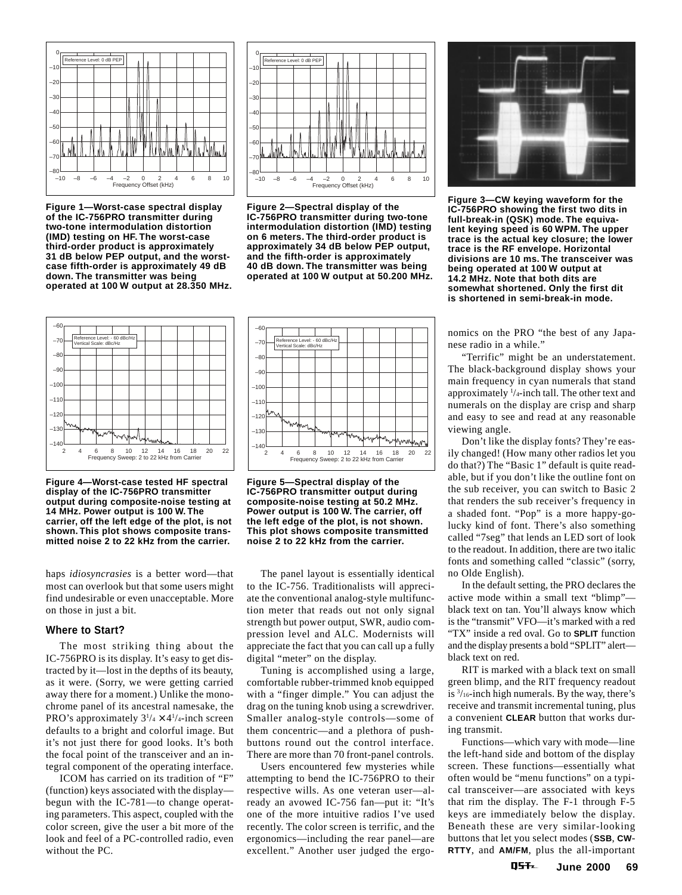Figure 1—Worst-case spectral display of the IC-756PRO transmitter during two-tone intermodulation distortion (IMD) testing on HF. The worst-case third-order product is approximately 31 dB below PEP output, and the worst-case fifth-order is approximately 49 dB down. The transmitter was being operated at 100 W output at 28.350 MHz.

Figure 2—Spectral display of the IC-756PRO transmitter during two-tone intermodulation distortion (IMD) testing on 6 meters. The third-order product is approximately 34 dB below PEP output, and the fifth-order is approximately 40 dB down. The transmitter was being operated at 100 W output at 50.200 MHz.

Figure 3—CW keying waveform for the IC-756PRO showing the first two dits in full-break-in (QSK) mode. The equivalent keying speed is 60 WPM. The upper trace is the actual key closure; the lower trace is the RF envelope. Horizontal divisions are 10 ms. The transceiver was being operated at 100 W output at 14.2 MHz. Note that both dits are somewhat shortened. Only the first dit is shortened in semi-break-in mode.

Figure 4—Worst-case tested HF spectral display of the IC-756PRO transmitter output during composite-noise testing at 14 MHz. Power output is 100 W. The carrier, off the left edge of the plot, is not shown. This plot shows composite transmitted noise 2 to 22 kHz from the carrier.

Figure 5—Spectral display of the IC-756PRO transmitter output during composite-noise testing at 50.2 MHz. Power output is 100 W. The carrier, off the left edge of the plot, is not shown. This plot shows composite transmitted noise 2 to 22 kHz from the carrier.

haps *idiosyncrasies* is a better word—that most can overlook but that some users might find undesirable or even unacceptable. More on those in just a bit.

### Where to Start?

The most striking thing about the IC-756PRO is its display. It's easy to get distracted by it—lost in the depths of its beauty, as it were. (Sorry, we were getting carried away there for a moment.) Unlike the monochrome panel of its ancestral namesake, the PRO's approximately $3^{1}/_{4} \times 4^{1}/_{4}$-inch screen defaults to a bright and colorful image. But it's not just there for good looks. It's both the focal point of the transceiver and an integral component of the operating interface.

ICOM has carried on its tradition of "F" (function) keys associated with the display—begun with the IC-781—to change operating parameters. This aspect, coupled with the color screen, give the user a bit more of the look and feel of a PC-controlled radio, even without the PC.

The panel layout is essentially identical to the IC-756. Traditionalists will appreciate the conventional analog-style multifunction meter that reads out not only signal strength but power output, SWR, audio compression level and ALC. Modernists will appreciate the fact that you can call up a fully digital "meter" on the display.

Tuning is accomplished using a large, comfortable rubber-trimmed knob equipped with a "finger dimple." You can adjust the drag on the tuning knob using a screwdriver. Smaller analog-style controls—some of them concentric—and a plethora of push-buttons round out the control interface. There are more than 70 front-panel controls.

Users encountered few mysteries while attempting to bend the IC-756PRO to their respective wills. As one veteran user—already an avowed IC-756 fan—put it: "It's one of the more intuitive radios I've used recently. The color screen is terrific, and the ergonomics—including the rear panel—are excellent." Another user judged the ergonomics on the PRO "the best of any Japanese radio in a while."

"Terrific" might be an understatement. The black-background display shows your main frequency in cyan numerals that stand approximately $^{1}/_{4}$-inch tall. The other text and numerals on the display are crisp and sharp and easy to see and read at any reasonable viewing angle.

Don't like the display fonts? They're easily changed! (How many other radios let you do that?) The "Basic 1" default is quite readable, but if you don't like the outline font on the sub receiver, you can switch to Basic 2 that renders the sub receiver's frequency in a shaded font. "Pop" is a more happy-go-lucky kind of font. There's also something called "7seg" that lends an LED sort of look to the readout. In addition, there are two italic fonts and something called "classic" (sorry, no Olde English).

In the default setting, the PRO declares the active mode within a small text "blimp"—black text on tan. You'll always know which is the "transmit" VFO—it's marked with a red "TX" inside a red oval. Go to **SPLIT** function and the display presents a bold "SPLIT" alert—black text on red.

RIT is marked with a black text on small green blimp, and the RIT frequency readout is $^{3}/_{16}$-inch high numerals. By the way, there's receive and transmit incremental tuning, plus a convenient **CLEAR** button that works during transmit.

Functions—which vary with mode—line the left-hand side and bottom of the display screen. These functions—essentially what often would be "menu functions" on a typical transceiver—are associated with keys that rim the display. The F-1 through F-5 keys are immediately below the display. Beneath these are very similar-looking buttons that let you select modes (**SSB**, **CW-RTTY**, and **AM/FM**, plus the all-important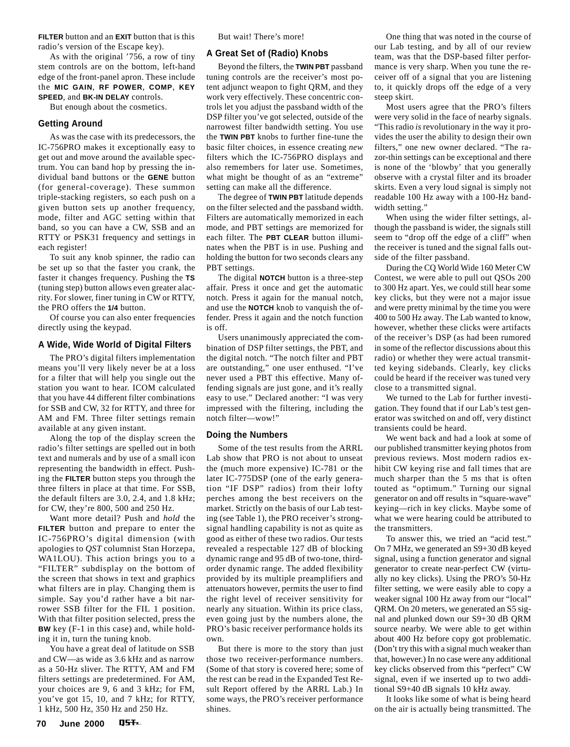**FILTER** button and an **EXIT** button that is this radio's version of the Escape key).

As with the original '756, a row of tiny stem controls are on the bottom, left-hand edge of the front-panel apron. These include the **MIC GAIN**, **RF POWER**, **COMP**, **KEY SPEED**, and **BK-IN DELAY** controls.

But enough about the cosmetics.

### Getting Around

As was the case with its predecessors, the IC-756PRO makes it exceptionally easy to get out and move around the available spectrum. You can band hop by pressing the individual band buttons or the **GENE** button (for general-coverage). These summon triple-stacking registers, so each push on a given button sets up another frequency, mode, filter and AGC setting within that band, so you can have a CW, SSB and an RTTY or PSK31 frequency and settings in each register!

To suit any knob spinner, the radio can be set up so that the faster you crank, the faster it changes frequency. Pushing the **TS** (tuning step) button allows even greater alacrity. For slower, finer tuning in CW or RTTY, the PRO offers the **1/4** button.

Of course you can also enter frequencies directly using the keypad.

### A Wide, Wide World of Digital Filters

The PRO's digital filters implementation means you'll very likely never be at a loss for a filter that will help you single out the station you want to hear. ICOM calculated that you have 44 different filter combinations for SSB and CW, 32 for RTTY, and three for AM and FM. Three filter settings remain available at any given instant.

Along the top of the display screen the radio's filter settings are spelled out in both text and numerals and by use of a small icon representing the bandwidth in effect. Pushing the **FILTER** button steps you through the three filters in place at that time. For SSB, the default filters are 3.0, 2.4, and 1.8 kHz; for CW, they're 800, 500 and 250 Hz.

Want more detail? Push and *hold* the **FILTER** button and prepare to enter the IC-756PRO's digital dimension (with apologies to *QST* columnist Stan Horzepa, WA1LOU). This action brings you to a "FILTER" subdisplay on the bottom of the screen that shows in text and graphics what filters are in play. Changing them is simple. Say you'd rather have a bit narrower SSB filter for the FIL 1 position. With that filter position selected, press the **BW** key (F-1 in this case) and, while holding it in, turn the tuning knob.

You have a great deal of latitude on SSB and CW—as wide as 3.6 kHz and as narrow as a 50-Hz sliver. The RTTY, AM and FM filters settings are predetermined. For AM, your choices are 9, 6 and 3 kHz; for FM, you've got 15, 10, and 7 kHz; for RTTY, 1 kHz, 500 Hz, 350 Hz and 250 Hz.

But wait! There's more!

### A Great Set of (Radio) Knobs

Beyond the filters, the **TWIN PBT** passband tuning controls are the receiver's most potent adjunct weapon to fight QRM, and they work very effectively. These concentric controls let you adjust the passband width of the DSP filter you've got selected, outside of the narrowest filter bandwidth setting. You use the **TWIN PBT** knobs to further fine-tune the basic filter choices, in essence creating *new* filters which the IC-756PRO displays and also remembers for later use. Sometimes, what might be thought of as an "extreme" setting can make all the difference.

The degree of **TWIN PBT** latitude depends on the filter selected and the passband width. Filters are automatically memorized in each mode, and PBT settings are memorized for each filter. The **PBT CLEAR** button illuminates when the PBT is in use. Pushing and holding the button for two seconds clears any PBT settings.

The digital **NOTCH** button is a three-step affair. Press it once and get the automatic notch. Press it again for the manual notch, and use the **NOTCH** knob to vanquish the offender. Press it again and the notch function is off.

Users unanimously appreciated the combination of DSP filter settings, the PBT, and the digital notch. "The notch filter and PBT are outstanding," one user enthused. "I've never used a PBT this effective. Many offending signals are just gone, and it's really easy to use." Declared another: "I was very impressed with the filtering, including the notch filter—wow!"

### Doing the Numbers

Some of the test results from the ARRL Lab show that PRO is not about to unseat the (much more expensive) IC-781 or the later IC-775DSP (one of the early generation "IF DSP" radios) from their lofty perches among the best receivers on the market. Strictly on the basis of our Lab testing (see Table 1), the PRO receiver's strong-signal handling capability is not as quite as good as either of these two radios. Our tests revealed a respectable 127 dB of blocking dynamic range and 95 dB of two-tone, third-order dynamic range. The added flexibility provided by its multiple preamplifiers and attenuators however, permits the user to find the right level of receiver sensitivity for nearly any situation. Within its price class, even going just by the numbers alone, the PRO's basic receiver performance holds its own.

But there is more to the story than just those two receiver-performance numbers. (Some of that story is covered here; some of the rest can be read in the Expanded Test Result Report offered by the ARRL Lab.) In some ways, the PRO's receiver performance shines.

One thing that was noted in the course of our Lab testing, and by all of our review team, was that the DSP-based filter performance is very sharp. When you tune the receiver off of a signal that you are listening to, it quickly drops off the edge of a very steep skirt.

Most users agree that the PRO's filters were very solid in the face of nearby signals. "This radio *is* revolutionary in the way it provides the user the ability to design their own filters," one new owner declared. "The razor-thin settings can be exceptional and there is none of the 'blowby' that you generally observe with a crystal filter and its broader skirts. Even a very loud signal is simply not readable 100 Hz away with a 100-Hz bandwidth setting."

When using the wider filter settings, although the passband is wider, the signals still seem to "drop off the edge of a cliff" when the receiver is tuned and the signal falls outside of the filter passband.

During the CQ World Wide 160 Meter CW Contest, we were able to pull out QSOs 200 to 300 Hz apart. Yes, we could still hear some key clicks, but they were not a major issue and were pretty minimal by the time you were 400 to 500 Hz away. The Lab wanted to know, however, whether these clicks were artifacts of the receiver's DSP (as had been rumored in some of the reflector discussions about this radio) or whether they were actual transmitted keying sidebands. Clearly, key clicks could be heard if the receiver was tuned very close to a transmitted signal.

We turned to the Lab for further investigation. They found that if our Lab's test generator was switched on and off, very distinct transients could be heard.

We went back and had a look at some of our published transmitter keying photos from previous reviews. Most modern radios exhibit CW keying rise and fall times that are much sharper than the 5 ms that is often touted as "optimum." Turning our signal generator on and off results in "square-wave" keying—rich in key clicks. Maybe some of what we were hearing could be attributed to the transmitters.

To answer this, we tried an "acid test." On 7 MHz, we generated an S9+30 dB keyed signal, using a function generator and signal generator to create near-perfect CW (virtually no key clicks). Using the PRO's 50-Hz filter setting, we were easily able to copy a weaker signal 100 Hz away from our "local" QRM. On 20 meters, we generated an S5 signal and plunked down our S9+30 dB QRM source nearby. We were able to get within about 400 Hz before copy got problematic. (Don't try this with a signal much weaker than that, however.) In no case were any additional key clicks observed from this "perfect" CW signal, even if we inserted up to two additional S9+40 dB signals 10 kHz away.

It looks like some of what is being heard on the air is actually being transmitted. The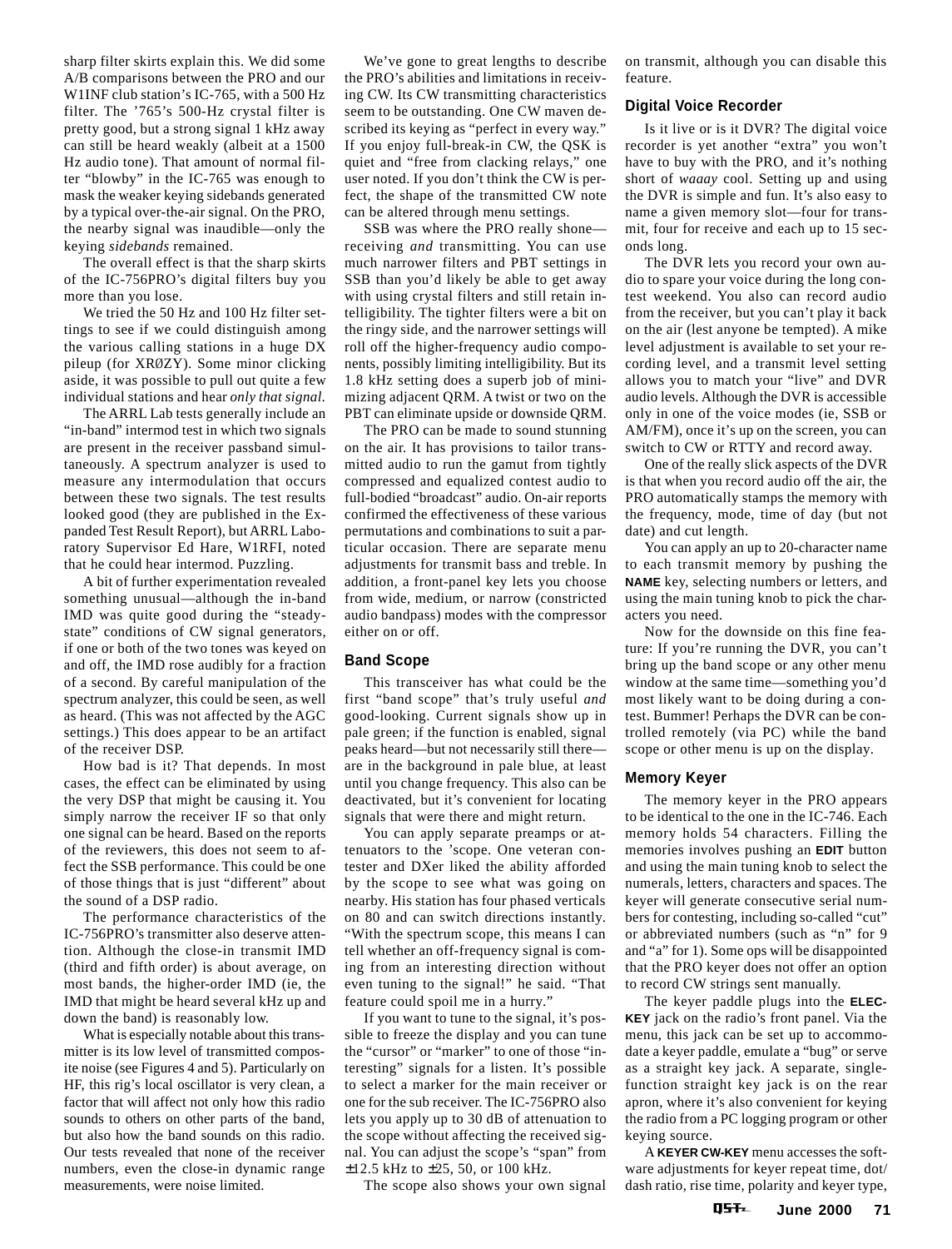sharp filter skirts explain this. We did some A/B comparisons between the PRO and our W1INF club station's IC-765, with a 500 Hz filter. The '765's 500-Hz crystal filter is pretty good, but a strong signal 1 kHz away can still be heard weakly (albeit at a 1500 Hz audio tone). That amount of normal filter "blowby" in the IC-765 was enough to mask the weaker keying sidebands generated by a typical over-the-air signal. On the PRO, the nearby signal was inaudible—only the keying *sidebands* remained.

The overall effect is that the sharp skirts of the IC-756PRO's digital filters buy you more than you lose.

We tried the 50 Hz and 100 Hz filter settings to see if we could distinguish among the various calling stations in a huge DX pileup (for XRØZY). Some minor clicking aside, it was possible to pull out quite a few individual stations and hear *only that signal*.

The ARRL Lab tests generally include an "in-band" intermod test in which two signals are present in the receiver passband simultaneously. A spectrum analyzer is used to measure any intermodulation that occurs between these two signals. The test results looked good (they are published in the Expanded Test Result Report), but ARRL Laboratory Supervisor Ed Hare, W1RFI, noted that he could hear intermod. Puzzling.

A bit of further experimentation revealed something unusual—although the in-band IMD was quite good during the "steady-state" conditions of CW signal generators, if one or both of the two tones was keyed on and off, the IMD rose audibly for a fraction of a second. By careful manipulation of the spectrum analyzer, this could be seen, as well as heard. (This was not affected by the AGC settings.) This does appear to be an artifact of the receiver DSP.

How bad is it? That depends. In most cases, the effect can be eliminated by using the very DSP that might be causing it. You simply narrow the receiver IF so that only one signal can be heard. Based on the reports of the reviewers, this does not seem to affect the SSB performance. This could be one of those things that is just "different" about the sound of a DSP radio.

The performance characteristics of the IC-756PRO's transmitter also deserve attention. Although the close-in transmit IMD (third and fifth order) is about average, on most bands, the higher-order IMD (ie, the IMD that might be heard several kHz up and down the band) is reasonably low.

What is especially notable about this transmitter is its low level of transmitted composite noise (see Figures 4 and 5). Particularly on HF, this rig's local oscillator is very clean, a factor that will affect not only how this radio sounds to others on other parts of the band, but also how the band sounds on this radio. Our tests revealed that none of the receiver numbers, even the close-in dynamic range measurements, were noise limited.

We've gone to great lengths to describe the PRO's abilities and limitations in receiving CW. Its CW transmitting characteristics seem to be outstanding. One CW maven described its keying as "perfect in every way." If you enjoy full-break-in CW, the QSK is quiet and "free from clacking relays," one user noted. If you don't think the CW is perfect, the shape of the transmitted CW note can be altered through menu settings.

SSB was where the PRO really shone—receiving *and* transmitting. You can use much narrower filters and PBT settings in SSB than you'd likely be able to get away with using crystal filters and still retain intelligibility. The tighter filters were a bit on the ringy side, and the narrower settings will roll off the higher-frequency audio components, possibly limiting intelligibility. But its 1.8 kHz setting does a superb job of minimizing adjacent QRM. A twist or two on the PBT can eliminate upside or downside QRM.

The PRO can be made to sound stunning on the air. It has provisions to tailor transmitted audio to run the gamut from tightly compressed and equalized contest audio to full-bodied "broadcast" audio. On-air reports confirmed the effectiveness of these various permutations and combinations to suit a particular occasion. There are separate menu adjustments for transmit bass and treble. In addition, a front-panel key lets you choose from wide, medium, or narrow (constricted audio bandpass) modes with the compressor either on or off.

### Band Scope

This transceiver has what could be the first "band scope" that's truly useful *and* good-looking. Current signals show up in pale green; if the function is enabled, signal peaks heard—but not necessarily still there—are in the background in pale blue, at least until you change frequency. This also can be deactivated, but it's convenient for locating signals that were there and might return.

You can apply separate preamps or attenuators to the 'scope. One veteran contester and DXer liked the ability afforded by the scope to see what was going on nearby. His station has four phased verticals on 80 and can switch directions instantly. "With the spectrum scope, this means I can tell whether an off-frequency signal is coming from an interesting direction without even tuning to the signal!" he said. "That feature could spoil me in a hurry."

If you want to tune to the signal, it's possible to freeze the display and you can tune the "cursor" or "marker" to one of those "interesting" signals for a listen. It's possible to select a marker for the main receiver or one for the sub receiver. The IC-756PRO also lets you apply up to 30 dB of attenuation to the scope without affecting the received signal. You can adjust the scope's "span" from ±12.5 kHz to ±25, 50, or 100 kHz.

The scope also shows your own signal on transmit, although you can disable this feature.

### Digital Voice Recorder

Is it live or is it DVR? The digital voice recorder is yet another "extra" you won't have to buy with the PRO, and it's nothing short of *waaay* cool. Setting up and using the DVR is simple and fun. It's also easy to name a given memory slot—four for transmit, four for receive and each up to 15 seconds long.

The DVR lets you record your own audio to spare your voice during the long contest weekend. You also can record audio from the receiver, but you can't play it back on the air (lest anyone be tempted). A mike level adjustment is available to set your recording level, and a transmit level setting allows you to match your "live" and DVR audio levels. Although the DVR is accessible only in one of the voice modes (ie, SSB or AM/FM), once it's up on the screen, you can switch to CW or RTTY and record away.

One of the really slick aspects of the DVR is that when you record audio off the air, the PRO automatically stamps the memory with the frequency, mode, time of day (but not date) and cut length.

You can apply an up to 20-character name to each transmit memory by pushing the **NAME** key, selecting numbers or letters, and using the main tuning knob to pick the characters you need.

Now for the downside on this fine feature: If you're running the DVR, you can't bring up the band scope or any other menu window at the same time—something you'd most likely want to be doing during a contest. Bummer! Perhaps the DVR can be controlled remotely (via PC) while the band scope or other menu is up on the display.

### Memory Keyer

The memory keyer in the PRO appears to be identical to the one in the IC-746. Each memory holds 54 characters. Filling the memories involves pushing an **EDIT** button and using the main tuning knob to select the numerals, letters, characters and spaces. The keyer will generate consecutive serial numbers for contesting, including so-called "cut" or abbreviated numbers (such as "n" for 9 and "a" for 1). Some ops will be disappointed that the PRO keyer does not offer an option to record CW strings sent manually.

The keyer paddle plugs into the **ELEC-KEY** jack on the radio's front panel. Via the menu, this jack can be set up to accommodate a keyer paddle, emulate a "bug" or serve as a straight key jack. A separate, single-function straight key jack is on the rear apron, where it's also convenient for keying the radio from a PC logging program or other keying source.

A **KEYER CW-KEY** menu accesses the software adjustments for keyer repeat time, dot/dash ratio, rise time, polarity and keyer type,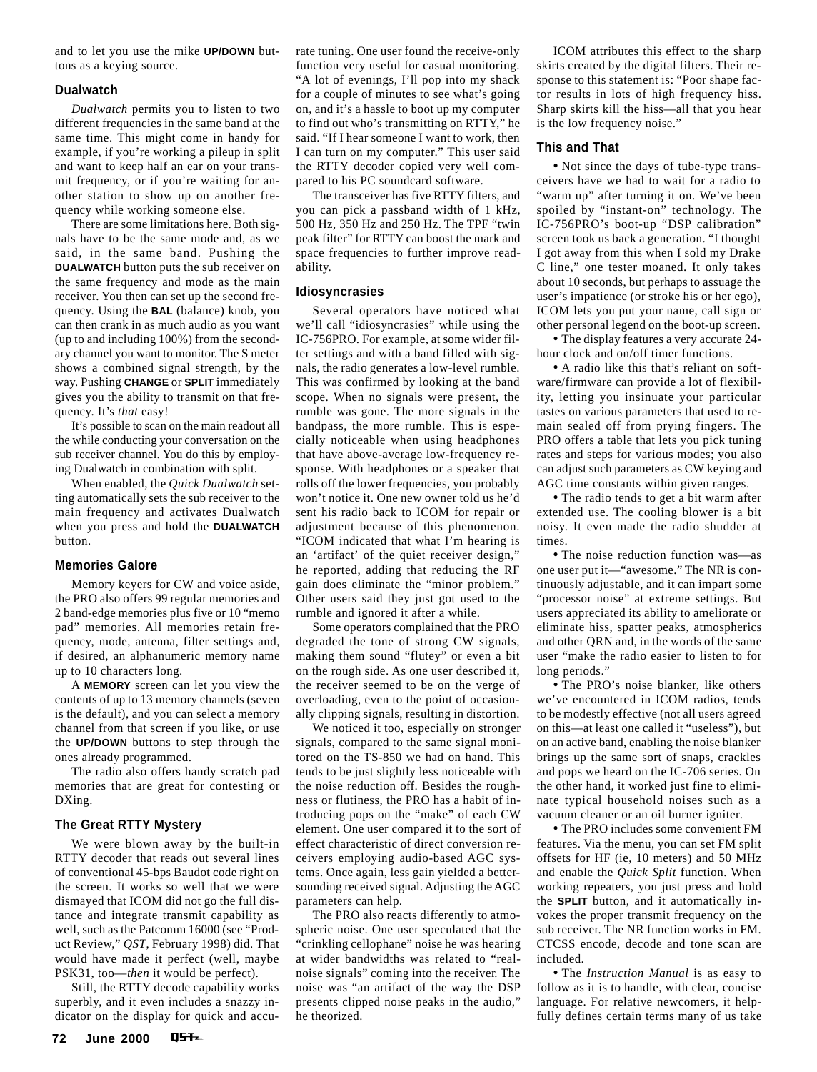and to let you use the mike **UP/DOWN** buttons as a keying source.

### Dualwatch

*Dualwatch* permits you to listen to two different frequencies in the same band at the same time. This might come in handy for example, if you're working a pileup in split and want to keep half an ear on your transmit frequency, or if you're waiting for another station to show up on another frequency while working someone else.

There are some limitations here. Both signals have to be the same mode and, as we said, in the same band. Pushing the **DUALWATCH** button puts the sub receiver on the same frequency and mode as the main receiver. You then can set up the second frequency. Using the **BAL** (balance) knob, you can then crank in as much audio as you want (up to and including 100%) from the secondary channel you want to monitor. The S meter shows a combined signal strength, by the way. Pushing **CHANGE** or **SPLIT** immediately gives you the ability to transmit on that frequency. It's *that* easy!

It's possible to scan on the main readout all the while conducting your conversation on the sub receiver channel. You do this by employing Dualwatch in combination with split.

When enabled, the *Quick Dualwatch* setting automatically sets the sub receiver to the main frequency and activates Dualwatch when you press and hold the **DUALWATCH** button.

### Memories Galore

Memory keyers for CW and voice aside, the PRO also offers 99 regular memories and 2 band-edge memories plus five or 10 "memo pad" memories. All memories retain frequency, mode, antenna, filter settings and, if desired, an alphanumeric memory name up to 10 characters long.

A **MEMORY** screen can let you view the contents of up to 13 memory channels (seven is the default), and you can select a memory channel from that screen if you like, or use the **UP/DOWN** buttons to step through the ones already programmed.

The radio also offers handy scratch pad memories that are great for contesting or DXing.

### The Great RTTY Mystery

We were blown away by the built-in RTTY decoder that reads out several lines of conventional 45-bps Baudot code right on the screen. It works so well that we were dismayed that ICOM did not go the full distance and integrate transmit capability as well, such as the Patcomm 16000 (see "Product Review," *QST*, February 1998) did. That would have made it perfect (well, maybe PSK31, too—*then* it would be perfect).

Still, the RTTY decode capability works superbly, and it even includes a snazzy indicator on the display for quick and accurate tuning. One user found the receive-only function very useful for casual monitoring. "A lot of evenings, I'll pop into my shack for a couple of minutes to see what's going on, and it's a hassle to boot up my computer to find out who's transmitting on RTTY," he said. "If I hear someone I want to work, then I can turn on my computer." This user said the RTTY decoder copied very well compared to his PC soundcard software.

The transceiver has five RTTY filters, and you can pick a passband width of 1 kHz, 500 Hz, 350 Hz and 250 Hz. The TPF "twin peak filter" for RTTY can boost the mark and space frequencies to further improve readability.

### Idiosyncrasies

Several operators have noticed what we'll call "idiosyncrasies" while using the IC-756PRO. For example, at some wider filter settings and with a band filled with signals, the radio generates a low-level rumble. This was confirmed by looking at the band scope. When no signals were present, the rumble was gone. The more signals in the bandpass, the more rumble. This is especially noticeable when using headphones that have above-average low-frequency response. With headphones or a speaker that rolls off the lower frequencies, you probably won't notice it. One new owner told us he'd sent his radio back to ICOM for repair or adjustment because of this phenomenon. "ICOM indicated that what I'm hearing is an 'artifact' of the quiet receiver design," he reported, adding that reducing the RF gain does eliminate the "minor problem." Other users said they just got used to the rumble and ignored it after a while.

Some operators complained that the PRO degraded the tone of strong CW signals, making them sound "flutey" or even a bit on the rough side. As one user described it, the receiver seemed to be on the verge of overloading, even to the point of occasionally clipping signals, resulting in distortion.

We noticed it too, especially on stronger signals, compared to the same signal monitored on the TS-850 we had on hand. This tends to be just slightly less noticeable with the noise reduction off. Besides the roughness or flutiness, the PRO has a habit of introducing pops on the "make" of each CW element. One user compared it to the sort of effect characteristic of direct conversion receivers employing audio-based AGC systems. Once again, less gain yielded a better-sounding received signal. Adjusting the AGC parameters can help.

The PRO also reacts differently to atmospheric noise. One user speculated that the "crinkling cellophane" noise he was hearing at wider bandwidths was related to "real-noise signals" coming into the receiver. The noise was "an artifact of the way the DSP presents clipped noise peaks in the audio," he theorized.

ICOM attributes this effect to the sharp skirts created by the digital filters. Their response to this statement is: "Poor shape factor results in lots of high frequency hiss. Sharp skirts kill the hiss—all that you hear is the low frequency noise."

### This and That

- Not since the days of tube-type transceivers have we had to wait for a radio to "warm up" after turning it on. We've been spoiled by "instant-on" technology. The IC-756PRO's boot-up "DSP calibration" screen took us back a generation. "I thought I got away from this when I sold my Drake C line," one tester moaned. It only takes about 10 seconds, but perhaps to assuage the user's impatience (or stroke his or her ego), ICOM lets you put your name, call sign or other personal legend on the boot-up screen.
- The display features a very accurate 24-hour clock and on/off timer functions.
- A radio like this that's reliant on software/firmware can provide a lot of flexibility, letting you insinuate your particular tastes on various parameters that used to remain sealed off from prying fingers. The PRO offers a table that lets you pick tuning rates and steps for various modes; you also can adjust such parameters as CW keying and AGC time constants within given ranges.
- The radio tends to get a bit warm after extended use. The cooling blower is a bit noisy. It even made the radio shudder at times.
- The noise reduction function was—as one user put it—"awesome." The NR is continuously adjustable, and it can impart some "processor noise" at extreme settings. But users appreciated its ability to ameliorate or eliminate hiss, spatter peaks, atmospherics and other QRN and, in the words of the same user "make the radio easier to listen to for long periods."
- The PRO's noise blanker, like others we've encountered in ICOM radios, tends to be modestly effective (not all users agreed on this—at least one called it "useless"), but on an active band, enabling the noise blanker brings up the same sort of snaps, crackles and pops we heard on the IC-706 series. On the other hand, it worked just fine to eliminate typical household noises such as a vacuum cleaner or an oil burner igniter.
- The PRO includes some convenient FM features. Via the menu, you can set FM split offsets for HF (ie, 10 meters) and 50 MHz and enable the *Quick Split* function. When working repeaters, you just press and hold the **SPLIT** button, and it automatically invokes the proper transmit frequency on the sub receiver. The NR function works in FM. CTCSS encode, decode and tone scan are included.
- The *Instruction Manual* is as easy to follow as it is to handle, with clear, concise language. For relative newcomers, it helpfully defines certain terms many of us take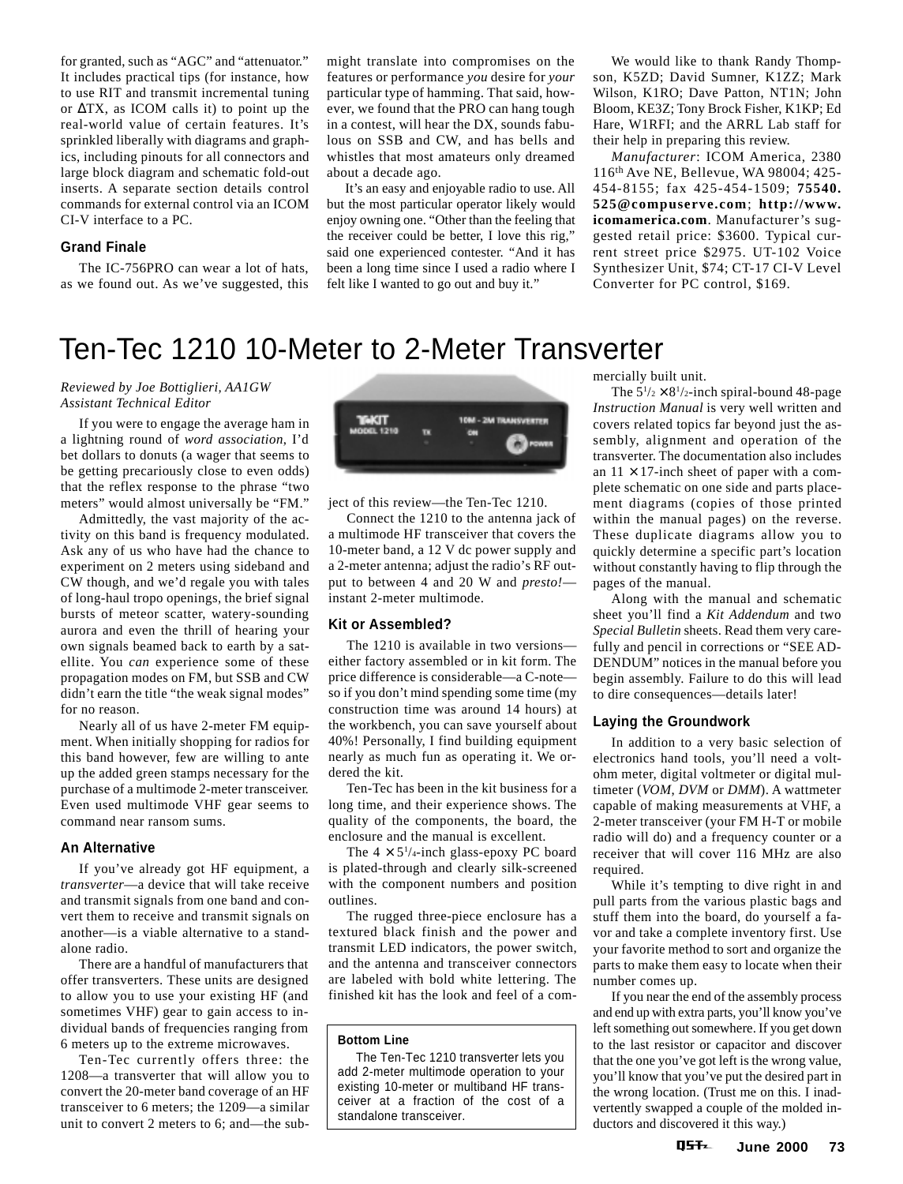for granted, such as "AGC" and "attenuator." It includes practical tips (for instance, how to use RIT and transmit incremental tuning or ΔTX, as ICOM calls it) to point up the real-world value of certain features. It's sprinkled liberally with diagrams and graphics, including pinouts for all connectors and large block diagram and schematic fold-out inserts. A separate section details control commands for external control via an ICOM CI-V interface to a PC.

### Grand Finale

The IC-756PRO can wear a lot of hats, as we found out. As we've suggested, this might translate into compromises on the features or performance *you* desire for *your* particular type of hamming. That said, however, we found that the PRO can hang tough in a contest, will hear the DX, sounds fabulous on SSB and CW, and has bells and whistles that most amateurs only dreamed about a decade ago.

It's an easy and enjoyable radio to use. All but the most particular operator likely would enjoy owning one. "Other than the feeling that the receiver could be better, I love this rig," said one experienced contester. "And it has been a long time since I used a radio where I felt like I wanted to go out and buy it."

We would like to thank Randy Thompson, K5ZD; David Sumner, K1ZZ; Mark Wilson, K1RO; Dave Patton, NT1N; John Bloom, KE3Z; Tony Brock Fisher, K1KP; Ed Hare, W1RFI; and the ARRL Lab staff for their help in preparing this review.

*Manufacturer*: ICOM America, 2380 116th Ave NE, Bellevue, WA 98004; 425-454-8155; fax 425-454-1509; **75540.525@compuserve.com**; **http://www.icomamerica.com**. Manufacturer's suggested retail price: $3600. Typical current street price $2975. UT-102 Voice Synthesizer Unit, $74; CT-17 CI-V Level Converter for PC control, $169.

# Ten-Tec 1210 10-Meter to 2-Meter Transverter

*Reviewed by Joe Bottiglieri, AA1GW*
*Assistant Technical Editor*

If you were to engage the average ham in a lightning round of *word association*, I'd bet dollars to donuts (a wager that seems to be getting precariously close to even odds) that the reflex response to the phrase "two meters" would almost universally be "FM."

Admittedly, the vast majority of the activity on this band is frequency modulated. Ask any of us who have had the chance to experiment on 2 meters using sideband and CW though, and we'd regale you with tales of long-haul tropo openings, the brief signal bursts of meteor scatter, watery-sounding aurora and even the thrill of hearing your own signals beamed back to earth by a satellite. You *can* experience some of these propagation modes on FM, but SSB and CW didn't earn the title "the weak signal modes" for no reason.

Nearly all of us have 2-meter FM equipment. When initially shopping for radios for this band however, few are willing to ante up the added green stamps necessary for the purchase of a multimode 2-meter transceiver. Even used multimode VHF gear seems to command near ransom sums.

### An Alternative

If you've already got HF equipment, a *transverter*—a device that will take receive and transmit signals from one band and convert them to receive and transmit signals on another—is a viable alternative to a standalone radio.

There are a handful of manufacturers that offer transverters. These units are designed to allow you to use your existing HF (and sometimes VHF) gear to gain access to individual bands of frequencies ranging from 6 meters up to the extreme microwaves.

Ten-Tec currently offers three: the 1208—a transverter that will allow you to convert the 20-meter band coverage of an HF transceiver to 6 meters; the 1209—a similar unit to convert 2 meters to 6; and—the subject of this review—the Ten-Tec 1210.

Connect the 1210 to the antenna jack of a multimode HF transceiver that covers the 10-meter band, a 12 V dc power supply and a 2-meter antenna; adjust the radio's RF output to between 4 and 20 W and *presto!*—instant 2-meter multimode.

### Kit or Assembled?

The 1210 is available in two versions—either factory assembled or in kit form. The price difference is considerable—a C-note—so if you don't mind spending some time (my construction time was around 14 hours) at the workbench, you can save yourself about 40%! Personally, I find building equipment nearly as much fun as operating it. We ordered the kit.

Ten-Tec has been in the kit business for a long time, and their experience shows. The quality of the components, the board, the enclosure and the manual is excellent.

The 4 × 5¼-inch glass-epoxy PC board is plated-through and clearly silk-screened with the component numbers and position outlines.

The rugged three-piece enclosure has a textured black finish and the power and transmit LED indicators, the power switch, and the antenna and transceiver connectors are labeled with bold white lettering. The finished kit has the look and feel of a commercially built unit.

> **Bottom Line**
>
> The Ten-Tec 1210 transverter lets you add 2-meter multimode operation to your existing 10-meter or multiband HF transceiver at a fraction of the cost of a standalone transceiver.

The 5½ × 8½-inch spiral-bound 48-page *Instruction Manual* is very well written and covers related topics far beyond just the assembly, alignment and operation of the transverter. The documentation also includes an 11 × 17-inch sheet of paper with a complete schematic on one side and parts placement diagrams (copies of those printed within the manual pages) on the reverse. These duplicate diagrams allow you to quickly determine a specific part's location without constantly having to flip through the pages of the manual.

Along with the manual and schematic sheet you'll find a *Kit Addendum* and two *Special Bulletin* sheets. Read them very carefully and pencil in corrections or "SEE ADDENDUM" notices in the manual before you begin assembly. Failure to do this will lead to dire consequences—details later!

### Laying the Groundwork

In addition to a very basic selection of electronics hand tools, you'll need a volt-ohm meter, digital voltmeter or digital multimeter (*VOM, DVM* or *DMM*). A wattmeter capable of making measurements at VHF, a 2-meter transceiver (your FM H-T or mobile radio will do) and a frequency counter or a receiver that will cover 116 MHz are also required.

While it's tempting to dive right in and pull parts from the various plastic bags and stuff them into the board, do yourself a favor and take a complete inventory first. Use your favorite method to sort and organize the parts to make them easy to locate when their number comes up.

If you near the end of the assembly process and end up with extra parts, you'll know you've left something out somewhere. If you get down to the last resistor or capacitor and discover that the one you've got left is the wrong value, you'll know that you've put the desired part in the wrong location. (Trust me on this. I inadvertently swapped a couple of the molded inductors and discovered it this way.)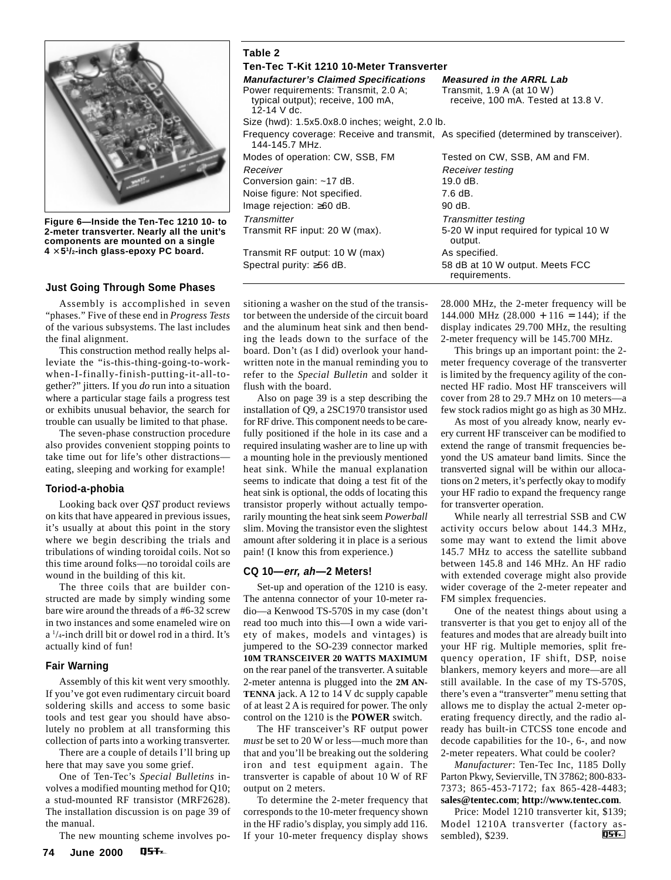Figure 6—Inside the Ten-Tec 1210 10- to 2-meter transverter. Nearly all the unit's components are mounted on a single 4 × 5½-inch glass-epoxy PC board.

**Table 2**
**Ten-Tec T-Kit 1210 10-Meter Transverter**

| *Manufacturer's Claimed Specifications* | *Measured in the ARRL Lab* |
|---|---|
| Power requirements: Transmit, 2.0 A; typical output); receive, 100 mA, 12-14 V dc. | Transmit, 1.9 A (at 10 W) receive, 100 mA. Tested at 13.8 V. |
| Size (hwd): 1.5x5.0x8.0 inches; weight, 2.0 lb. | |
| Frequency coverage: Receive and transmit, 144-145.7 MHz. | As specified (determined by transceiver). |
| Modes of operation: CW, SSB, FM | Tested on CW, SSB, AM and FM. |
| *Receiver* | *Receiver testing* |
| Conversion gain: ~17 dB. | 19.0 dB. |
| Noise figure: Not specified. | 7.6 dB. |
| Image rejection: ≥60 dB. | 90 dB. |
| *Transmitter* | *Transmitter testing* |
| Transmit RF input: 20 W (max). | 5-20 W input required for typical 10 W output. |
| Transmit RF output: 10 W (max) | As specified. |
| Spectral purity: ≥56 dB. | 58 dB at 10 W output. Meets FCC requirements. |

### Just Going Through Some Phases

Assembly is accomplished in seven "phases." Five of these end in *Progress Tests* of the various subsystems. The last includes the final alignment.

This construction method really helps alleviate the "is-this-thing-going-to-work-when-I-finally-finish-putting-it-all-together?" jitters. If you *do* run into a situation where a particular stage fails a progress test or exhibits unusual behavior, the search for trouble can usually be limited to that phase.

The seven-phase construction procedure also provides convenient stopping points to take time out for life's other distractions—eating, sleeping and working for example!

### Toriod-a-phobia

Looking back over *QST* product reviews on kits that have appeared in previous issues, it's usually at about this point in the story where we begin describing the trials and tribulations of winding toroidal coils. Not so this time around folks—no toroidal coils are wound in the building of this kit.

The three coils that are builder constructed are made by simply winding some bare wire around the threads of a #6-32 screw in two instances and some enameled wire on a ¼-inch drill bit or dowel rod in a third. It's actually kind of fun!

### Fair Warning

Assembly of this kit went very smoothly. If you've got even rudimentary circuit board soldering skills and access to some basic tools and test gear you should have absolutely no problem at all transforming this collection of parts into a working transverter.

There are a couple of details I'll bring up here that may save you some grief.

One of Ten-Tec's *Special Bulletins* involves a modified mounting method for Q10; a stud-mounted RF transistor (MRF2628). The installation discussion is on page 39 of the manual.

The new mounting scheme involves positioning a washer on the stud of the transistor between the underside of the circuit board and the aluminum heat sink and then bending the leads down to the surface of the board. Don't (as I did) overlook your handwritten note in the manual reminding you to refer to the *Special Bulletin* and solder it flush with the board.

Also on page 39 is a step describing the installation of Q9, a 2SC1970 transistor used for RF drive. This component needs to be carefully positioned if the hole in its case and a required insulating washer are to line up with a mounting hole in the previously mentioned heat sink. While the manual explanation seems to indicate that doing a test fit of the heat sink is optional, the odds of locating this transistor properly without actually temporarily mounting the heat sink seem *Powerball* slim. Moving the transistor even the slightest amount after soldering it in place is a serious pain! (I know this from experience.)

### CQ 10—*err, ah*—2 Meters!

Set-up and operation of the 1210 is easy. The antenna connector of your 10-meter radio—a Kenwood TS-570S in my case (don't read too much into this—I own a wide variety of makes, models and vintages) is jumpered to the SO-239 connector marked **10M TRANSCEIVER 20 WATTS MAXIMUM** on the rear panel of the transverter. A suitable 2-meter antenna is plugged into the **2M ANTENNA** jack. A 12 to 14 V dc supply capable of at least 2 A is required for power. The only control on the 1210 is the **POWER** switch.

The HF transceiver's RF output power *must* be set to 20 W or less—much more than that and you'll be breaking out the soldering iron and test equipment again. The transverter is capable of about 10 W of RF output on 2 meters.

To determine the 2-meter frequency that corresponds to the 10-meter frequency shown in the HF radio's display, you simply add 116. If your 10-meter frequency display shows 28.000 MHz, the 2-meter frequency will be 144.000 MHz (28.000 + 116 = 144); if the display indicates 29.700 MHz, the resulting 2-meter frequency will be 145.700 MHz.

This brings up an important point: the 2-meter frequency coverage of the transverter is limited by the frequency agility of the connected HF radio. Most HF transceivers will cover from 28 to 29.7 MHz on 10 meters—a few stock radios might go as high as 30 MHz.

As most of you already know, nearly every current HF transceiver can be modified to extend the range of transmit frequencies beyond the US amateur band limits. Since the transverted signal will be within our allocations on 2 meters, it's perfectly okay to modify your HF radio to expand the frequency range for transverter operation.

While nearly all terrestrial SSB and CW activity occurs below about 144.3 MHz, some may want to extend the limit above 145.7 MHz to access the satellite subband between 145.8 and 146 MHz. An HF radio with extended coverage might also provide wider coverage of the 2-meter repeater and FM simplex frequencies.

One of the neatest things about using a transverter is that you get to enjoy all of the features and modes that are already built into your HF rig. Multiple memories, split frequency operation, IF shift, DSP, noise blankers, memory keyers and more—are all still available. In the case of my TS-570S, there's even a "transverter" menu setting that allows me to display the actual 2-meter operating frequency directly, and the radio already has built-in CTCSS tone encode and decode capabilities for the 10-, 6-, and now 2-meter repeaters. What could be cooler?

*Manufacturer*: Ten-Tec Inc, 1185 Dolly Parton Pkwy, Sevierville, TN 37862; 800-833-7373; 865-453-7172; fax 865-428-4483; **sales@tentec.com**; **http://www.tentec.com**.

Price: Model 1210 transverter kit, $139; Model 1210A transverter (factory assembled), $239.